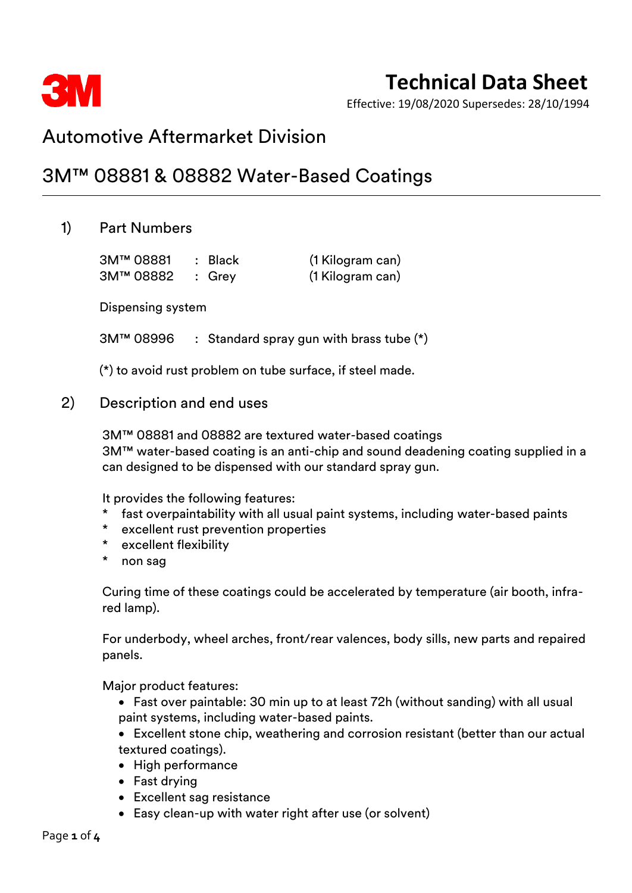# Technical Data Sheet

Effective: 19/08/2020 Supersedes: 28/10/1994

## Automotive Aftermarket Division

## 3M™ 08881 & 08882 Water-Based Coatings

### 1) Part Numbers

| | | |
|---|---|---|
| 3M™ 08881 | : Black | (1 Kilogram can) |
| 3M™ 08882 | : Grey | (1 Kilogram can) |

Dispensing system

3M™ 08996 : Standard spray gun with brass tube (*)

(*) to avoid rust problem on tube surface, if steel made.

### 2) Description and end uses

3M™ 08881 and 08882 are textured water-based coatings
3M™ water-based coating is an anti-chip and sound deadening coating supplied in a can designed to be dispensed with our standard spray gun.

It provides the following features:

* fast overpaintability with all usual paint systems, including water-based paints
* excellent rust prevention properties
* excellent flexibility
* non sag

Curing time of these coatings could be accelerated by temperature (air booth, infra-red lamp).

For underbody, wheel arches, front/rear valences, body sills, new parts and repaired panels.

Major product features:

- Fast over paintable: 30 min up to at least 72h (without sanding) with all usual paint systems, including water-based paints.
- Excellent stone chip, weathering and corrosion resistant (better than our actual textured coatings).
- High performance
- Fast drying
- Excellent sag resistance
- Easy clean-up with water right after use (or solvent)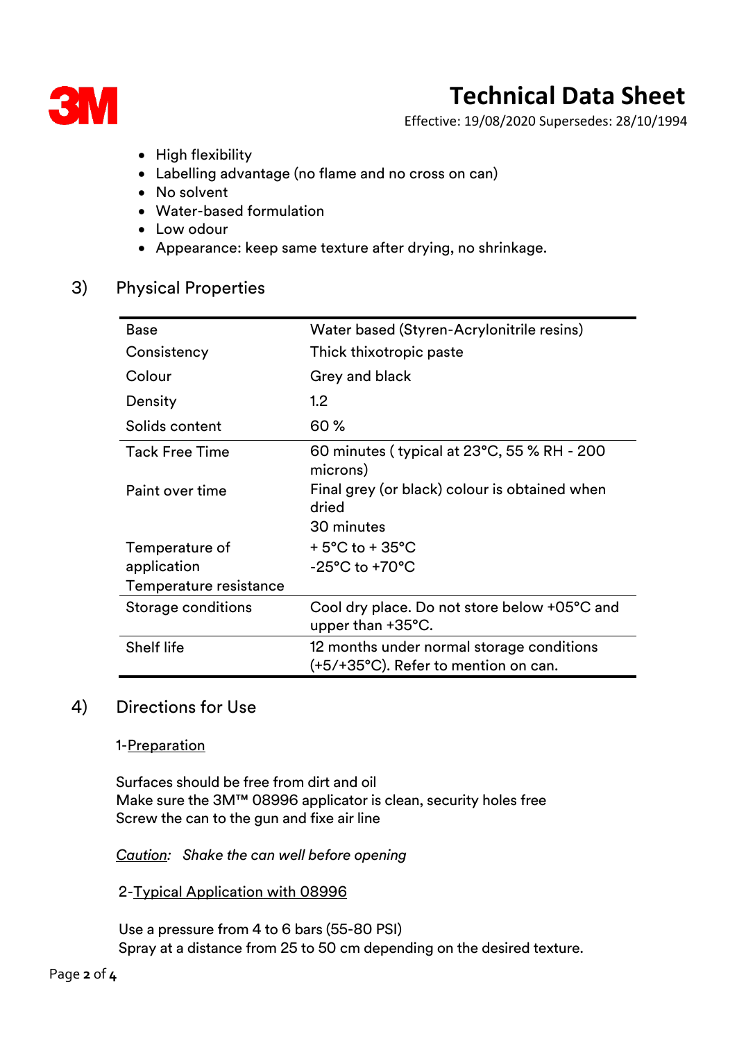- High flexibility
- Labelling advantage (no flame and no cross on can)
- No solvent
- Water-based formulation
- Low odour
- Appearance: keep same texture after drying, no shrinkage.

## 3) Physical Properties

| | |
|---|---|
| Base | Water based (Styren-Acrylonitrile resins) |
| Consistency | Thick thixotropic paste |
| Colour | Grey and black |
| Density | 1.2 |
| Solids content | 60 % |
| Tack Free Time | 60 minutes ( typical at 23°C, 55 % RH - 200 microns) |
| Paint over time | Final grey (or black) colour is obtained when dried<br>30 minutes |
| Temperature of application | + 5°C to + 35°C |
| Temperature resistance | -25°C to +70°C |
| Storage conditions | Cool dry place. Do not store below +05°C and upper than +35°C. |
| Shelf life | 12 months under normal storage conditions (+5/+35°C). Refer to mention on can. |

## 4) Directions for Use

1-<u>Preparation</u>

Surfaces should be free from dirt and oil
Make sure the 3M™ 08996 applicator is clean, security holes free
Screw the can to the gun and fixe air line

*<u>Caution</u>: Shake the can well before opening*

2-<u>Typical Application with 08996</u>

Use a pressure from 4 to 6 bars (55-80 PSI)
Spray at a distance from 25 to 50 cm depending on the desired texture.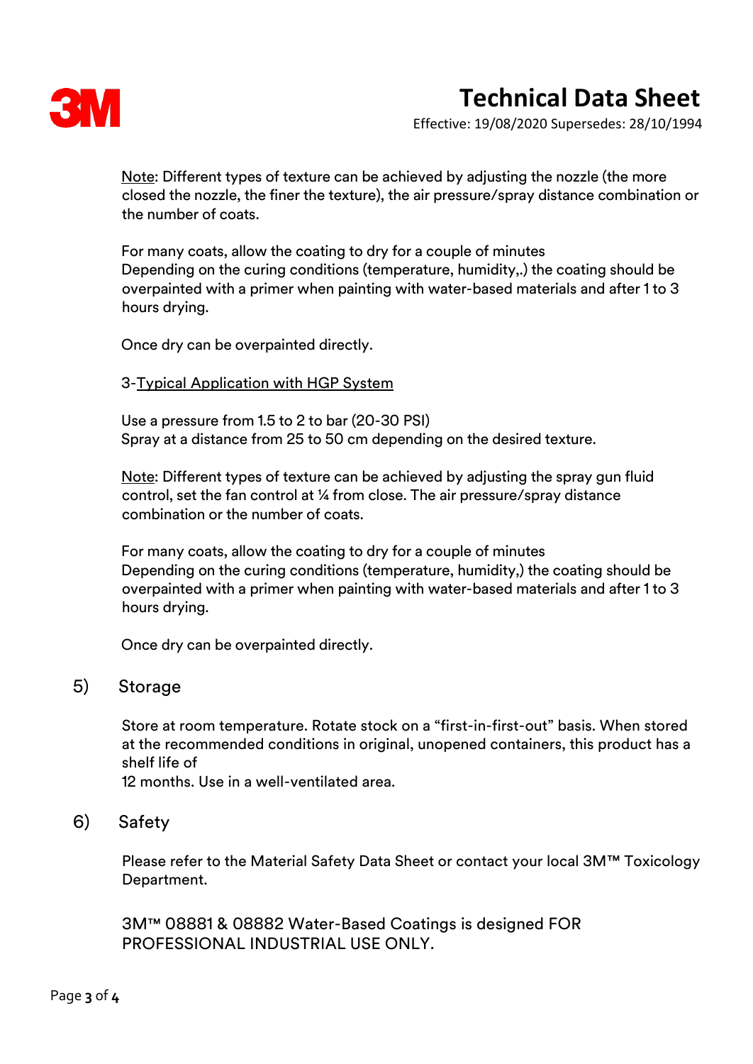Note: Different types of texture can be achieved by adjusting the nozzle (the more closed the nozzle, the finer the texture), the air pressure/spray distance combination or the number of coats.

For many coats, allow the coating to dry for a couple of minutes
Depending on the curing conditions (temperature, humidity,.) the coating should be overpainted with a primer when painting with water-based materials and after 1 to 3 hours drying.

Once dry can be overpainted directly.

3-Typical Application with HGP System

Use a pressure from 1.5 to 2 to bar (20-30 PSI)
Spray at a distance from 25 to 50 cm depending on the desired texture.

Note: Different types of texture can be achieved by adjusting the spray gun fluid control, set the fan control at ¼ from close. The air pressure/spray distance combination or the number of coats.

For many coats, allow the coating to dry for a couple of minutes
Depending on the curing conditions (temperature, humidity,) the coating should be overpainted with a primer when painting with water-based materials and after 1 to 3 hours drying.

Once dry can be overpainted directly.

## 5) Storage

Store at room temperature. Rotate stock on a "first-in-first-out" basis. When stored at the recommended conditions in original, unopened containers, this product has a shelf life of
12 months. Use in a well-ventilated area.

## 6) Safety

Please refer to the Material Safety Data Sheet or contact your local 3M™ Toxicology Department.

3M™ 08881 & 08882 Water-Based Coatings is designed FOR PROFESSIONAL INDUSTRIAL USE ONLY.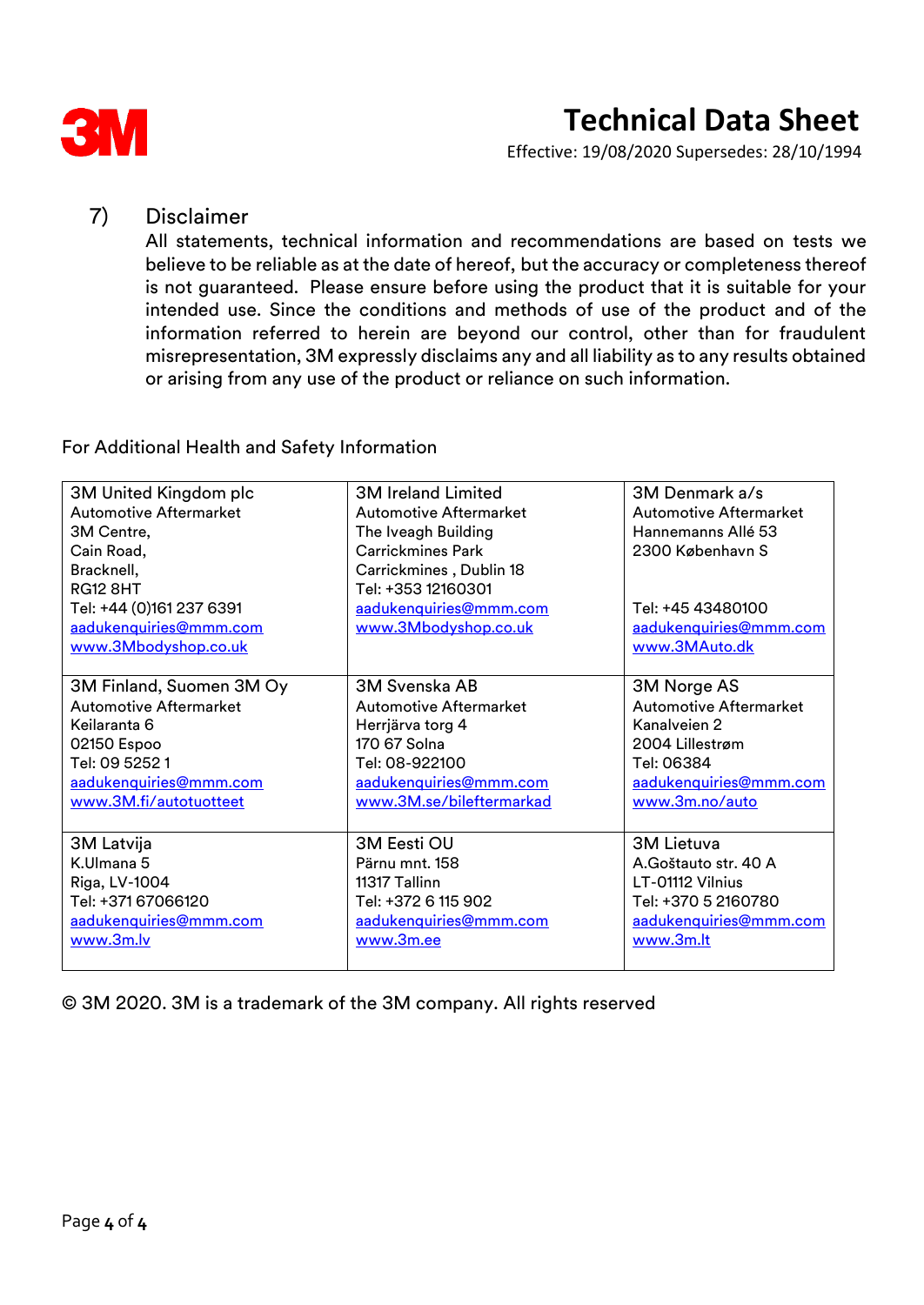## 7) Disclaimer

All statements, technical information and recommendations are based on tests we believe to be reliable as at the date of hereof, but the accuracy or completeness thereof is not guaranteed. Please ensure before using the product that it is suitable for your intended use. Since the conditions and methods of use of the product and of the information referred to herein are beyond our control, other than for fraudulent misrepresentation, 3M expressly disclaims any and all liability as to any results obtained or arising from any use of the product or reliance on such information.

For Additional Health and Safety Information

| | | |
|---|---|---|
| 3M United Kingdom plc<br>Automotive Aftermarket<br>3M Centre,<br>Cain Road,<br>Bracknell,<br>RG12 8HT<br>Tel: +44 (0)161 237 6391<br>aadukenquiries@mmm.com<br>www.3Mbodyshop.co.uk | 3M Ireland Limited<br>Automotive Aftermarket<br>The Iveagh Building<br>Carrickmines Park<br>Carrickmines , Dublin 18<br>Tel: +353 12160301<br>aadukenquiries@mmm.com<br>www.3Mbodyshop.co.uk | 3M Denmark a/s<br>Automotive Aftermarket<br>Hannemanns Allé 53<br>2300 København S<br><br>Tel: +45 43480100<br>aadukenquiries@mmm.com<br>www.3MAuto.dk |
| 3M Finland, Suomen 3M Oy<br>Automotive Aftermarket<br>Keilaranta 6<br>02150 Espoo<br>Tel: 09 5252 1<br>aadukenquiries@mmm.com<br>www.3M.fi/autotuotteet | 3M Svenska AB<br>Automotive Aftermarket<br>Herrjärva torg 4<br>170 67 Solna<br>Tel: 08-922100<br>aadukenquiries@mmm.com<br>www.3M.se/bileftermarkad | 3M Norge AS<br>Automotive Aftermarket<br>Kanalveien 2<br>2004 Lillestrøm<br>Tel: 06384<br>aadukenquiries@mmm.com<br>www.3m.no/auto |
| 3M Latvija<br>K.Ulmana 5<br>Riga, LV-1004<br>Tel: +371 67066120<br>aadukenquiries@mmm.com<br>www.3m.lv | 3M Eesti OU<br>Pärnu mnt. 158<br>11317 Tallinn<br>Tel: +372 6 115 902<br>aadukenquiries@mmm.com<br>www.3m.ee | 3M Lietuva<br>A.Goštauto str. 40 A<br>LT-01112 Vilnius<br>Tel: +370 5 2160780<br>aadukenquiries@mmm.com<br>www.3m.lt |

© 3M 2020. 3M is a trademark of the 3M company. All rights reserved